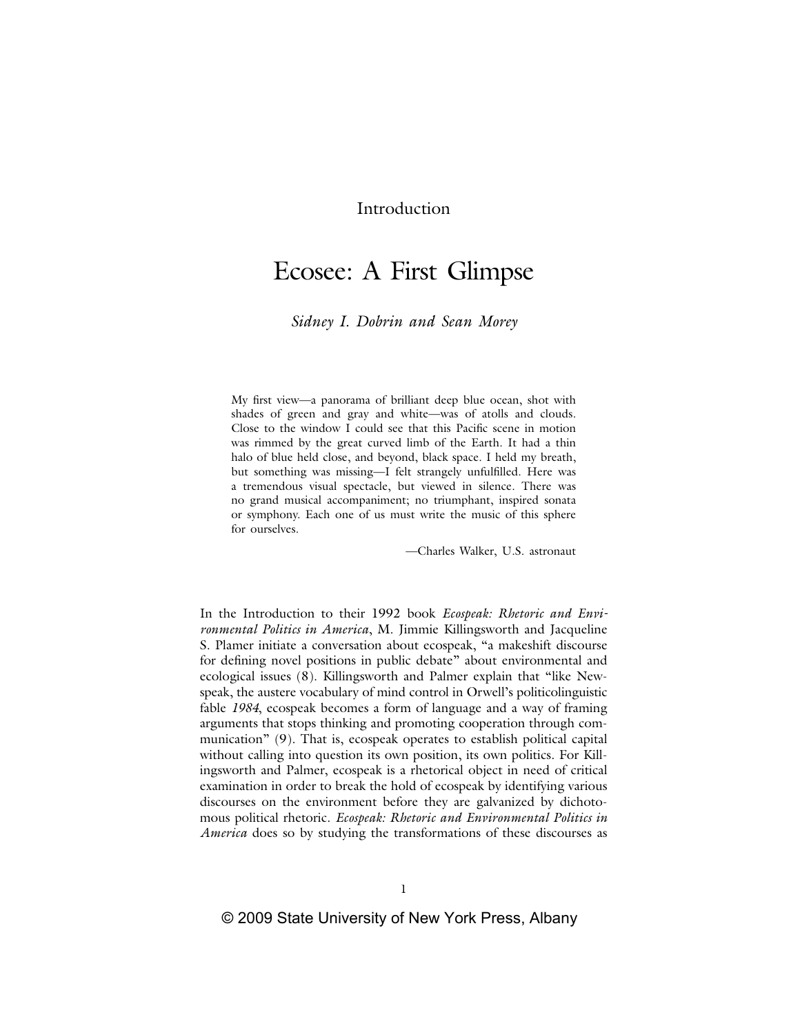Introduction

# Ecosee: A First Glimpse

*Sidney I. Dobrin and Sean Morey*

> My first view—a panorama of brilliant deep blue ocean, shot with shades of green and gray and white—was of atolls and clouds. Close to the window I could see that this Pacific scene in motion was rimmed by the great curved limb of the Earth. It had a thin halo of blue held close, and beyond, black space. I held my breath, but something was missing—I felt strangely unfulfilled. Here was a tremendous visual spectacle, but viewed in silence. There was no grand musical accompaniment; no triumphant, inspired sonata or symphony. Each one of us must write the music of this sphere for ourselves.
>
> —Charles Walker, U.S. astronaut

In the Introduction to their 1992 book *Ecospeak: Rhetoric and Environmental Politics in America*, M. Jimmie Killingsworth and Jacqueline S. Plamer initiate a conversation about ecospeak, "a makeshift discourse for defining novel positions in public debate" about environmental and ecological issues (8). Killingsworth and Palmer explain that "like Newspeak, the austere vocabulary of mind control in Orwell's politicolinguistic fable *1984*, ecospeak becomes a form of language and a way of framing arguments that stops thinking and promoting cooperation through communication" (9). That is, ecospeak operates to establish political capital without calling into question its own position, its own politics. For Killingsworth and Palmer, ecospeak is a rhetorical object in need of critical examination in order to break the hold of ecospeak by identifying various discourses on the environment before they are galvanized by dichotomous political rhetoric. *Ecospeak: Rhetoric and Environmental Politics in America* does so by studying the transformations of these discourses as

© 2009 State University of New York Press, Albany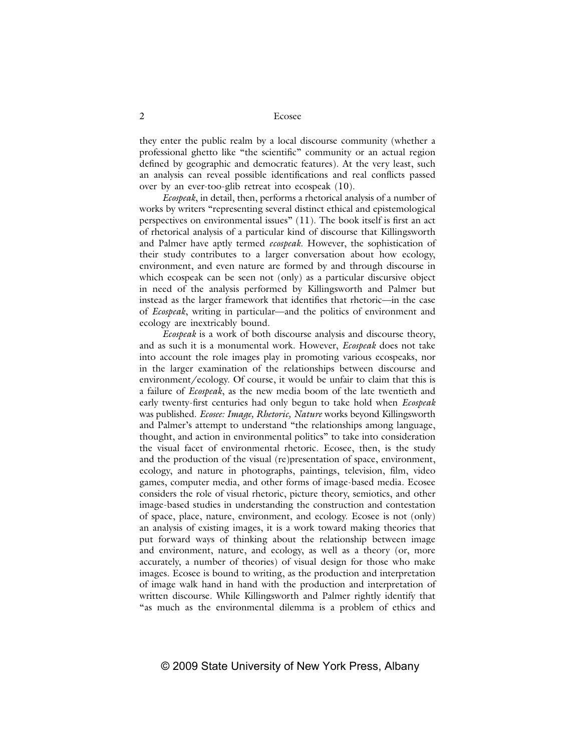they enter the public realm by a local discourse community (whether a professional ghetto like "the scientific" community or an actual region defined by geographic and democratic features). At the very least, such an analysis can reveal possible identifications and real conflicts passed over by an ever-too-glib retreat into ecospeak (10).

*Ecospeak*, in detail, then, performs a rhetorical analysis of a number of works by writers "representing several distinct ethical and epistemological perspectives on environmental issues" (11). The book itself is first an act of rhetorical analysis of a particular kind of discourse that Killingsworth and Palmer have aptly termed *ecospeak*. However, the sophistication of their study contributes to a larger conversation about how ecology, environment, and even nature are formed by and through discourse in which ecospeak can be seen not (only) as a particular discursive object in need of the analysis performed by Killingsworth and Palmer but instead as the larger framework that identifies that rhetoric—in the case of *Ecospeak*, writing in particular—and the politics of environment and ecology are inextricably bound.

*Ecospeak* is a work of both discourse analysis and discourse theory, and as such it is a monumental work. However, *Ecospeak* does not take into account the role images play in promoting various ecospeaks, nor in the larger examination of the relationships between discourse and environment/ecology. Of course, it would be unfair to claim that this is a failure of *Ecospeak*, as the new media boom of the late twentieth and early twenty-first centuries had only begun to take hold when *Ecospeak* was published. *Ecosee: Image, Rhetoric, Nature* works beyond Killingsworth and Palmer's attempt to understand "the relationships among language, thought, and action in environmental politics" to take into consideration the visual facet of environmental rhetoric. Ecosee, then, is the study and the production of the visual (re)presentation of space, environment, ecology, and nature in photographs, paintings, television, film, video games, computer media, and other forms of image-based media. Ecosee considers the role of visual rhetoric, picture theory, semiotics, and other image-based studies in understanding the construction and contestation of space, place, nature, environment, and ecology. Ecosee is not (only) an analysis of existing images, it is a work toward making theories that put forward ways of thinking about the relationship between image and environment, nature, and ecology, as well as a theory (or, more accurately, a number of theories) of visual design for those who make images. Ecosee is bound to writing, as the production and interpretation of image walk hand in hand with the production and interpretation of written discourse. While Killingsworth and Palmer rightly identify that "as much as the environmental dilemma is a problem of ethics and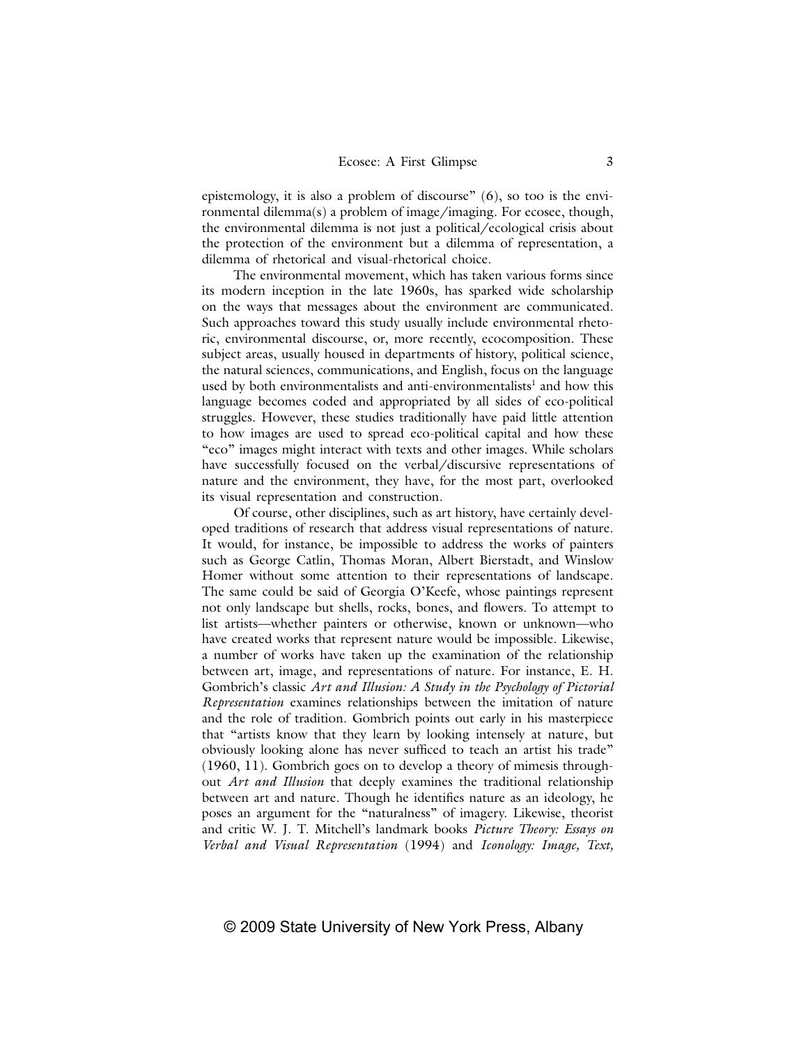epistemology, it is also a problem of discourse" (6), so too is the environmental dilemma(s) a problem of image/imaging. For ecosee, though, the environmental dilemma is not just a political/ecological crisis about the protection of the environment but a dilemma of representation, a dilemma of rhetorical and visual-rhetorical choice.

The environmental movement, which has taken various forms since its modern inception in the late 1960s, has sparked wide scholarship on the ways that messages about the environment are communicated. Such approaches toward this study usually include environmental rhetoric, environmental discourse, or, more recently, ecocomposition. These subject areas, usually housed in departments of history, political science, the natural sciences, communications, and English, focus on the language used by both environmentalists and anti-environmentalists[1] and how this language becomes coded and appropriated by all sides of eco-political struggles. However, these studies traditionally have paid little attention to how images are used to spread eco-political capital and how these "eco" images might interact with texts and other images. While scholars have successfully focused on the verbal/discursive representations of nature and the environment, they have, for the most part, overlooked its visual representation and construction.

Of course, other disciplines, such as art history, have certainly developed traditions of research that address visual representations of nature. It would, for instance, be impossible to address the works of painters such as George Catlin, Thomas Moran, Albert Bierstadt, and Winslow Homer without some attention to their representations of landscape. The same could be said of Georgia O'Keefe, whose paintings represent not only landscape but shells, rocks, bones, and flowers. To attempt to list artists—whether painters or otherwise, known or unknown—who have created works that represent nature would be impossible. Likewise, a number of works have taken up the examination of the relationship between art, image, and representations of nature. For instance, E. H. Gombrich's classic *Art and Illusion: A Study in the Psychology of Pictorial Representation* examines relationships between the imitation of nature and the role of tradition. Gombrich points out early in his masterpiece that "artists know that they learn by looking intensely at nature, but obviously looking alone has never sufficed to teach an artist his trade" (1960, 11). Gombrich goes on to develop a theory of mimesis throughout *Art and Illusion* that deeply examines the traditional relationship between art and nature. Though he identifies nature as an ideology, he poses an argument for the "naturalness" of imagery. Likewise, theorist and critic W. J. T. Mitchell's landmark books *Picture Theory: Essays on Verbal and Visual Representation* (1994) and *Iconology: Image, Text,*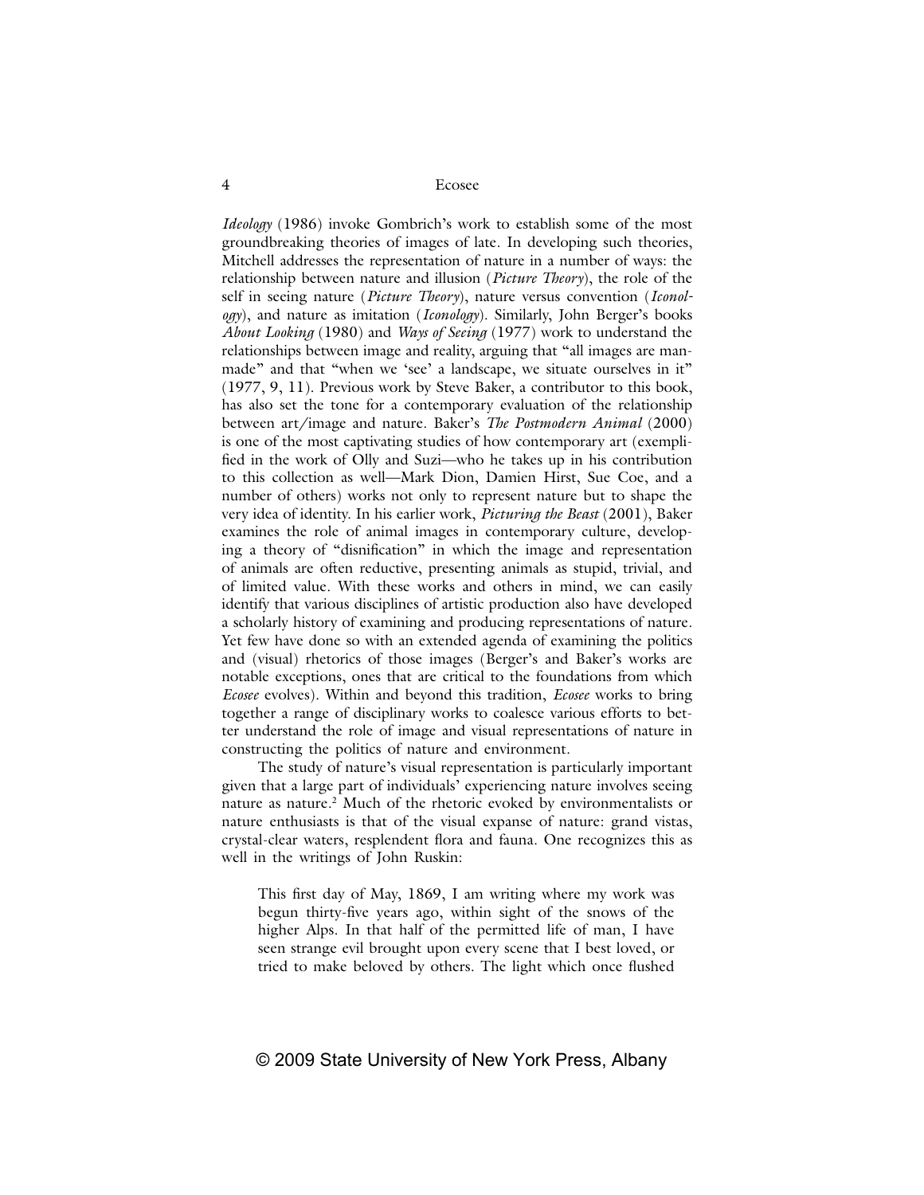*Ideology* (1986) invoke Gombrich's work to establish some of the most groundbreaking theories of images of late. In developing such theories, Mitchell addresses the representation of nature in a number of ways: the relationship between nature and illusion (*Picture Theory*), the role of the self in seeing nature (*Picture Theory*), nature versus convention (*Iconology*), and nature as imitation (*Iconology*). Similarly, John Berger's books *About Looking* (1980) and *Ways of Seeing* (1977) work to understand the relationships between image and reality, arguing that "all images are man-made" and that "when we 'see' a landscape, we situate ourselves in it" (1977, 9, 11). Previous work by Steve Baker, a contributor to this book, has also set the tone for a contemporary evaluation of the relationship between art/image and nature. Baker's *The Postmodern Animal* (2000) is one of the most captivating studies of how contemporary art (exemplified in the work of Olly and Suzi—who he takes up in his contribution to this collection as well—Mark Dion, Damien Hirst, Sue Coe, and a number of others) works not only to represent nature but to shape the very idea of identity. In his earlier work, *Picturing the Beast* (2001), Baker examines the role of animal images in contemporary culture, developing a theory of "disnification" in which the image and representation of animals are often reductive, presenting animals as stupid, trivial, and of limited value. With these works and others in mind, we can easily identify that various disciplines of artistic production also have developed a scholarly history of examining and producing representations of nature. Yet few have done so with an extended agenda of examining the politics and (visual) rhetorics of those images (Berger's and Baker's works are notable exceptions, ones that are critical to the foundations from which *Ecosee* evolves). Within and beyond this tradition, *Ecosee* works to bring together a range of disciplinary works to coalesce various efforts to better understand the role of image and visual representations of nature in constructing the politics of nature and environment.

The study of nature's visual representation is particularly important given that a large part of individuals' experiencing nature involves seeing nature as nature.[2] Much of the rhetoric evoked by environmentalists or nature enthusiasts is that of the visual expanse of nature: grand vistas, crystal-clear waters, resplendent flora and fauna. One recognizes this as well in the writings of John Ruskin:

> This first day of May, 1869, I am writing where my work was begun thirty-five years ago, within sight of the snows of the higher Alps. In that half of the permitted life of man, I have seen strange evil brought upon every scene that I best loved, or tried to make beloved by others. The light which once flushed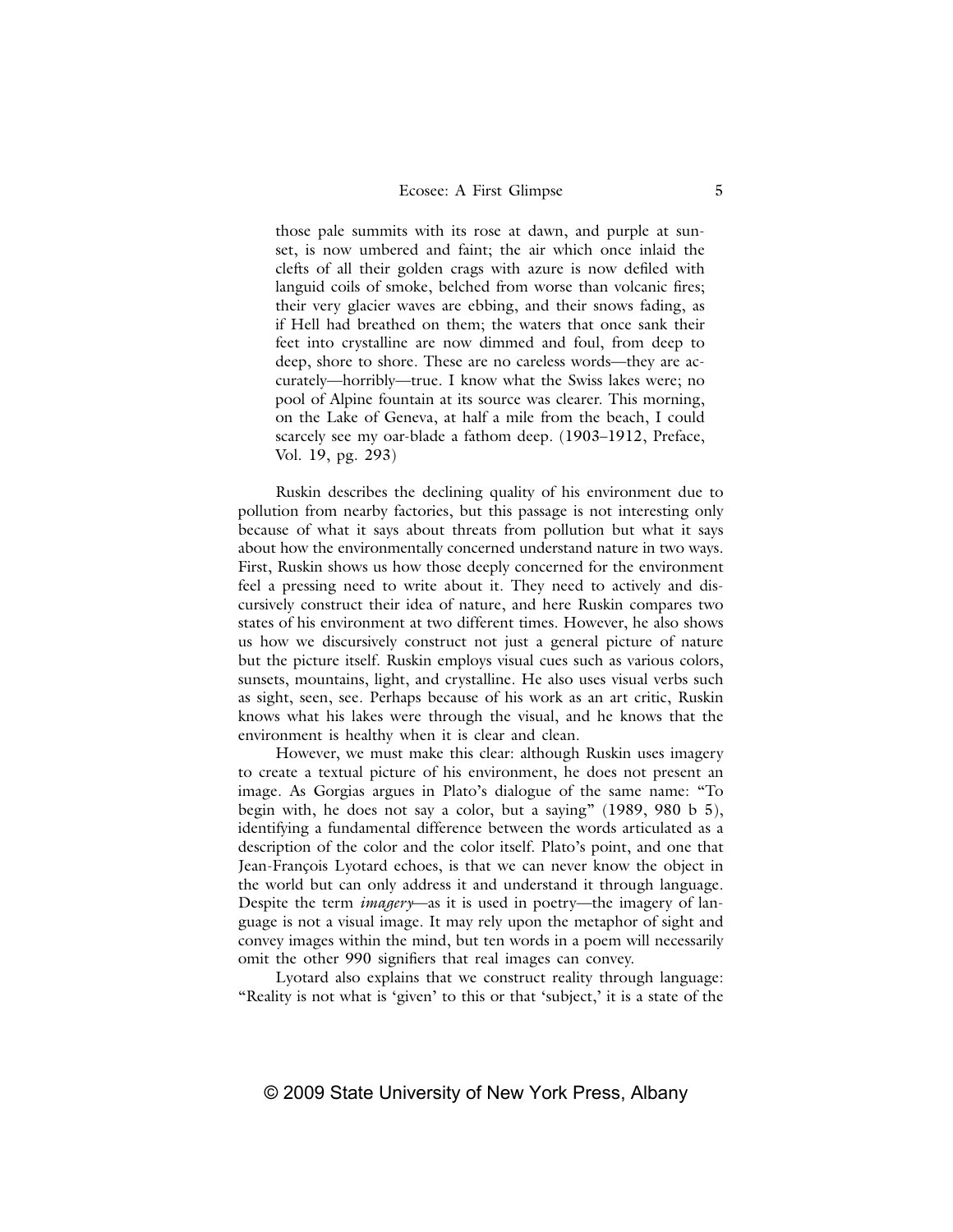> those pale summits with its rose at dawn, and purple at sunset, is now umbered and faint; the air which once inlaid the clefts of all their golden crags with azure is now defiled with languid coils of smoke, belched from worse than volcanic fires; their very glacier waves are ebbing, and their snows fading, as if Hell had breathed on them; the waters that once sank their feet into crystalline are now dimmed and foul, from deep to deep, shore to shore. These are no careless words—they are accurately—horribly—true. I know what the Swiss lakes were; no pool of Alpine fountain at its source was clearer. This morning, on the Lake of Geneva, at half a mile from the beach, I could scarcely see my oar-blade a fathom deep. (1903–1912, Preface, Vol. 19, pg. 293)

Ruskin describes the declining quality of his environment due to pollution from nearby factories, but this passage is not interesting only because of what it says about threats from pollution but what it says about how the environmentally concerned understand nature in two ways. First, Ruskin shows us how those deeply concerned for the environment feel a pressing need to write about it. They need to actively and discursively construct their idea of nature, and here Ruskin compares two states of his environment at two different times. However, he also shows us how we discursively construct not just a general picture of nature but the picture itself. Ruskin employs visual cues such as various colors, sunsets, mountains, light, and crystalline. He also uses visual verbs such as sight, seen, see. Perhaps because of his work as an art critic, Ruskin knows what his lakes were through the visual, and he knows that the environment is healthy when it is clear and clean.

However, we must make this clear: although Ruskin uses imagery to create a textual picture of his environment, he does not present an image. As Gorgias argues in Plato's dialogue of the same name: "To begin with, he does not say a color, but a saying" (1989, 980 b 5), identifying a fundamental difference between the words articulated as a description of the color and the color itself. Plato's point, and one that Jean-François Lyotard echoes, is that we can never know the object in the world but can only address it and understand it through language. Despite the term *imagery*—as it is used in poetry—the imagery of language is not a visual image. It may rely upon the metaphor of sight and convey images within the mind, but ten words in a poem will necessarily omit the other 990 signifiers that real images can convey.

Lyotard also explains that we construct reality through language: "Reality is not what is 'given' to this or that 'subject,' it is a state of the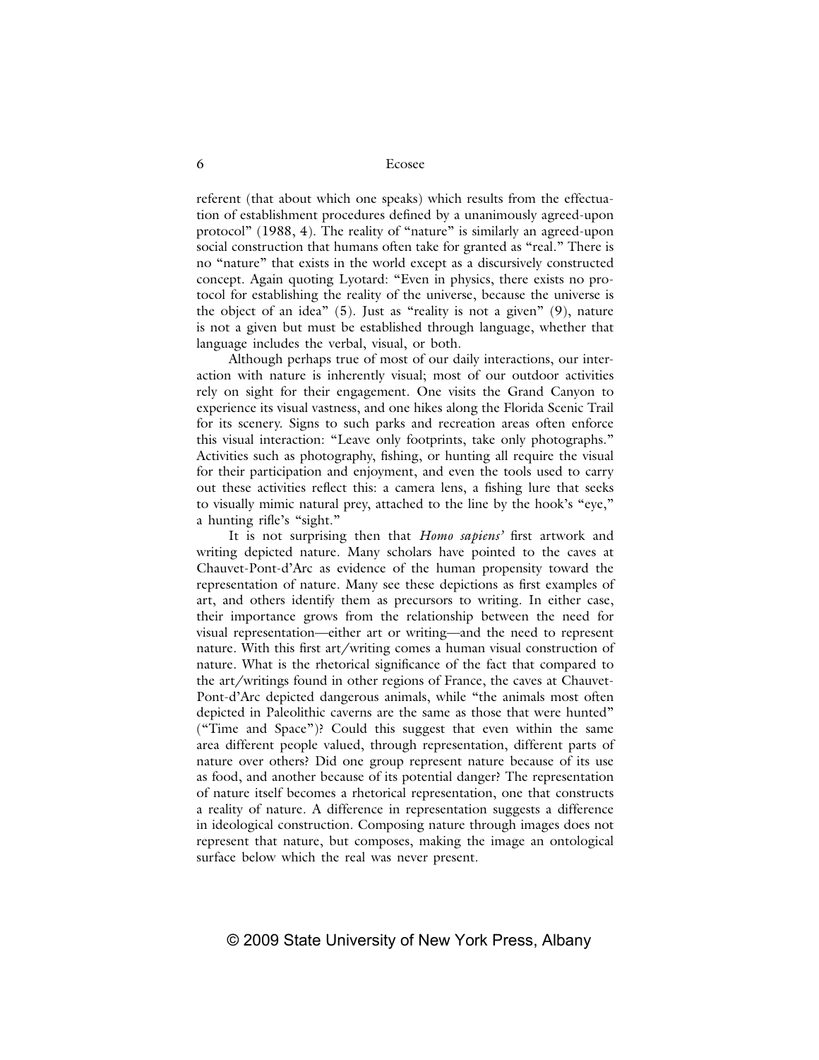referent (that about which one speaks) which results from the effectuation of establishment procedures defined by a unanimously agreed-upon protocol" (1988, 4). The reality of "nature" is similarly an agreed-upon social construction that humans often take for granted as "real." There is no "nature" that exists in the world except as a discursively constructed concept. Again quoting Lyotard: "Even in physics, there exists no protocol for establishing the reality of the universe, because the universe is the object of an idea" (5). Just as "reality is not a given" (9), nature is not a given but must be established through language, whether that language includes the verbal, visual, or both.

Although perhaps true of most of our daily interactions, our interaction with nature is inherently visual; most of our outdoor activities rely on sight for their engagement. One visits the Grand Canyon to experience its visual vastness, and one hikes along the Florida Scenic Trail for its scenery. Signs to such parks and recreation areas often enforce this visual interaction: "Leave only footprints, take only photographs." Activities such as photography, fishing, or hunting all require the visual for their participation and enjoyment, and even the tools used to carry out these activities reflect this: a camera lens, a fishing lure that seeks to visually mimic natural prey, attached to the line by the hook's "eye," a hunting rifle's "sight."

It is not surprising then that *Homo sapiens'* first artwork and writing depicted nature. Many scholars have pointed to the caves at Chauvet-Pont-d'Arc as evidence of the human propensity toward the representation of nature. Many see these depictions as first examples of art, and others identify them as precursors to writing. In either case, their importance grows from the relationship between the need for visual representation—either art or writing—and the need to represent nature. With this first art/writing comes a human visual construction of nature. What is the rhetorical significance of the fact that compared to the art/writings found in other regions of France, the caves at Chauvet-Pont-d'Arc depicted dangerous animals, while "the animals most often depicted in Paleolithic caverns are the same as those that were hunted" ("Time and Space")? Could this suggest that even within the same area different people valued, through representation, different parts of nature over others? Did one group represent nature because of its use as food, and another because of its potential danger? The representation of nature itself becomes a rhetorical representation, one that constructs a reality of nature. A difference in representation suggests a difference in ideological construction. Composing nature through images does not represent that nature, but composes, making the image an ontological surface below which the real was never present.

© 2009 State University of New York Press, Albany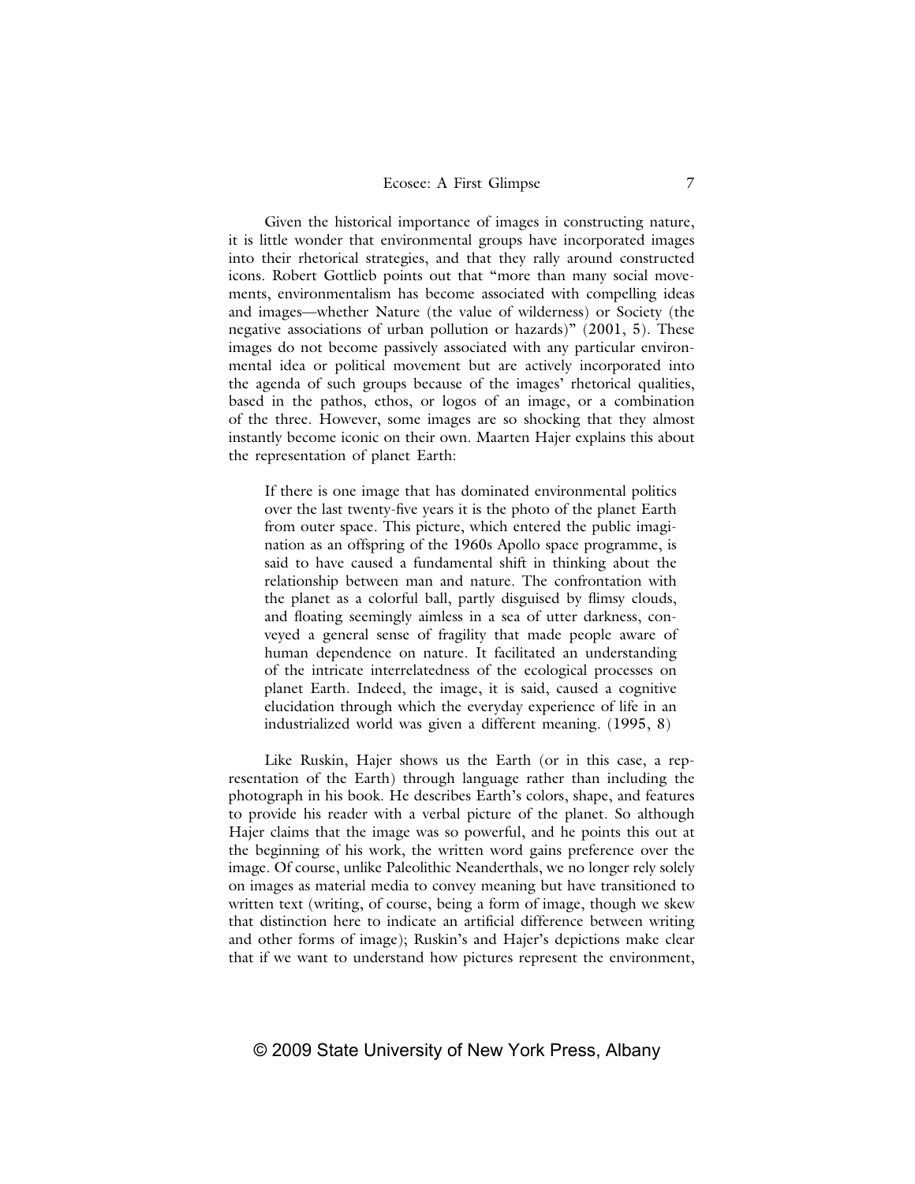Given the historical importance of images in constructing nature, it is little wonder that environmental groups have incorporated images into their rhetorical strategies, and that they rally around constructed icons. Robert Gottlieb points out that "more than many social movements, environmentalism has become associated with compelling ideas and images—whether Nature (the value of wilderness) or Society (the negative associations of urban pollution or hazards)" (2001, 5). These images do not become passively associated with any particular environmental idea or political movement but are actively incorporated into the agenda of such groups because of the images' rhetorical qualities, based in the pathos, ethos, or logos of an image, or a combination of the three. However, some images are so shocking that they almost instantly become iconic on their own. Maarten Hajer explains this about the representation of planet Earth:

> If there is one image that has dominated environmental politics over the last twenty-five years it is the photo of the planet Earth from outer space. This picture, which entered the public imagination as an offspring of the 1960s Apollo space programme, is said to have caused a fundamental shift in thinking about the relationship between man and nature. The confrontation with the planet as a colorful ball, partly disguised by flimsy clouds, and floating seemingly aimless in a sea of utter darkness, conveyed a general sense of fragility that made people aware of human dependence on nature. It facilitated an understanding of the intricate interrelatedness of the ecological processes on planet Earth. Indeed, the image, it is said, caused a cognitive elucidation through which the everyday experience of life in an industrialized world was given a different meaning. (1995, 8)

Like Ruskin, Hajer shows us the Earth (or in this case, a representation of the Earth) through language rather than including the photograph in his book. He describes Earth's colors, shape, and features to provide his reader with a verbal picture of the planet. So although Hajer claims that the image was so powerful, and he points this out at the beginning of his work, the written word gains preference over the image. Of course, unlike Paleolithic Neanderthals, we no longer rely solely on images as material media to convey meaning but have transitioned to written text (writing, of course, being a form of image, though we skew that distinction here to indicate an artificial difference between writing and other forms of image); Ruskin's and Hajer's depictions make clear that if we want to understand how pictures represent the environment,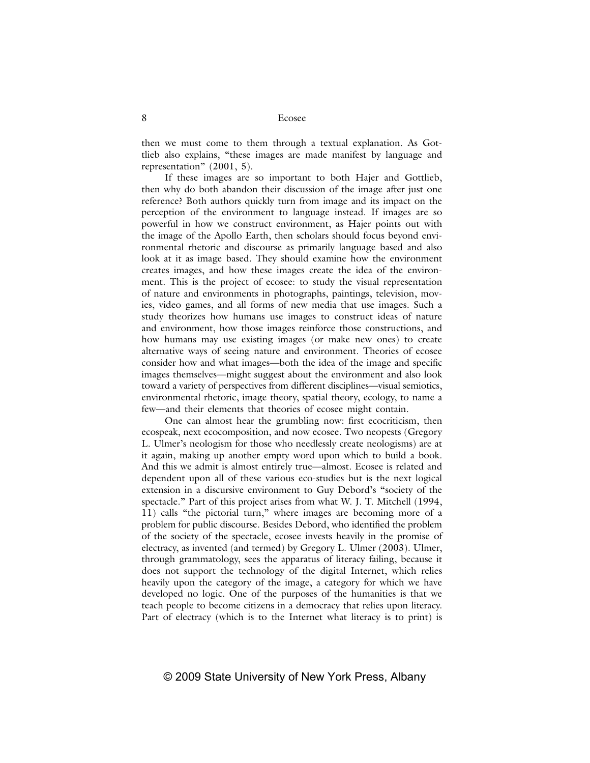then we must come to them through a textual explanation. As Gottlieb also explains, "these images are made manifest by language and representation" (2001, 5).

If these images are so important to both Hajer and Gottlieb, then why do both abandon their discussion of the image after just one reference? Both authors quickly turn from image and its impact on the perception of the environment to language instead. If images are so powerful in how we construct environment, as Hajer points out with the image of the Apollo Earth, then scholars should focus beyond environmental rhetoric and discourse as primarily language based and also look at it as image based. They should examine how the environment creates images, and how these images create the idea of the environment. This is the project of ecosee: to study the visual representation of nature and environments in photographs, paintings, television, movies, video games, and all forms of new media that use images. Such a study theorizes how humans use images to construct ideas of nature and environment, how those images reinforce those constructions, and how humans may use existing images (or make new ones) to create alternative ways of seeing nature and environment. Theories of ecosee consider how and what images—both the idea of the image and specific images themselves—might suggest about the environment and also look toward a variety of perspectives from different disciplines—visual semiotics, environmental rhetoric, image theory, spatial theory, ecology, to name a few—and their elements that theories of ecosee might contain.

One can almost hear the grumbling now: first ecocriticism, then ecospeak, next ecocomposition, and now ecosee. Two neopests (Gregory L. Ulmer's neologism for those who needlessly create neologisms) are at it again, making up another empty word upon which to build a book. And this we admit is almost entirely true—almost. Ecosee is related and dependent upon all of these various eco-studies but is the next logical extension in a discursive environment to Guy Debord's "society of the spectacle." Part of this project arises from what W. J. T. Mitchell (1994, 11) calls "the pictorial turn," where images are becoming more of a problem for public discourse. Besides Debord, who identified the problem of the society of the spectacle, ecosee invests heavily in the promise of electracy, as invented (and termed) by Gregory L. Ulmer (2003). Ulmer, through grammatology, sees the apparatus of literacy failing, because it does not support the technology of the digital Internet, which relies heavily upon the category of the image, a category for which we have developed no logic. One of the purposes of the humanities is that we teach people to become citizens in a democracy that relies upon literacy. Part of electracy (which is to the Internet what literacy is to print) is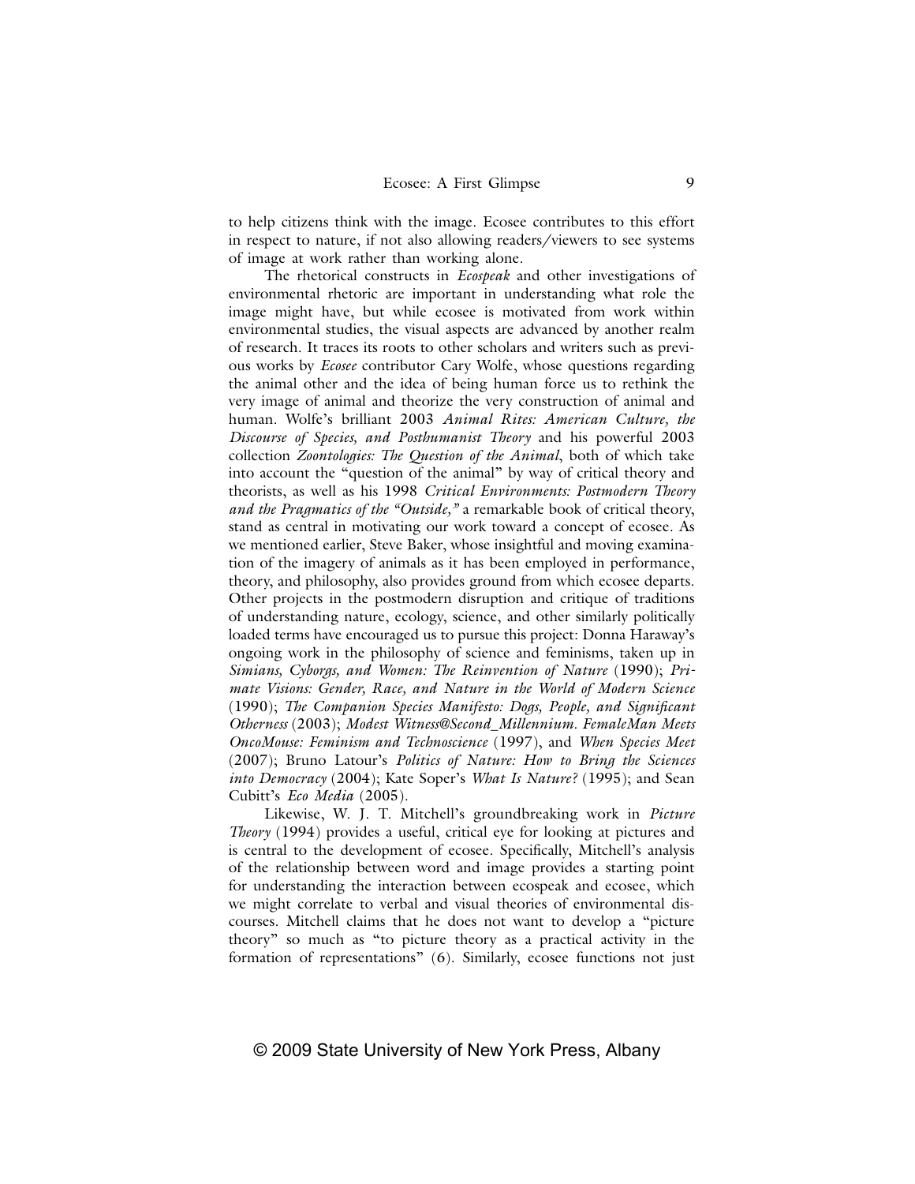to help citizens think with the image. Ecosee contributes to this effort in respect to nature, if not also allowing readers/viewers to see systems of image at work rather than working alone.

The rhetorical constructs in *Ecospeak* and other investigations of environmental rhetoric are important in understanding what role the image might have, but while ecosee is motivated from work within environmental studies, the visual aspects are advanced by another realm of research. It traces its roots to other scholars and writers such as previous works by *Ecosee* contributor Cary Wolfe, whose questions regarding the animal other and the idea of being human force us to rethink the very image of animal and theorize the very construction of animal and human. Wolfe's brilliant 2003 *Animal Rites: American Culture, the Discourse of Species, and Posthumanist Theory* and his powerful 2003 collection *Zoontologies: The Question of the Animal*, both of which take into account the "question of the animal" by way of critical theory and theorists, as well as his 1998 *Critical Environments: Postmodern Theory and the Pragmatics of the "Outside,"* a remarkable book of critical theory, stand as central in motivating our work toward a concept of ecosee. As we mentioned earlier, Steve Baker, whose insightful and moving examination of the imagery of animals as it has been employed in performance, theory, and philosophy, also provides ground from which ecosee departs. Other projects in the postmodern disruption and critique of traditions of understanding nature, ecology, science, and other similarly politically loaded terms have encouraged us to pursue this project: Donna Haraway's ongoing work in the philosophy of science and feminisms, taken up in *Simians, Cyborgs, and Women: The Reinvention of Nature* (1990); *Primate Visions: Gender, Race, and Nature in the World of Modern Science* (1990); *The Companion Species Manifesto: Dogs, People, and Significant Otherness* (2003); *Modest Witness@Second_Millennium. FemaleMan Meets OncoMouse: Feminism and Technoscience* (1997), and *When Species Meet* (2007); Bruno Latour's *Politics of Nature: How to Bring the Sciences into Democracy* (2004); Kate Soper's *What Is Nature?* (1995); and Sean Cubitt's *Eco Media* (2005).

Likewise, W. J. T. Mitchell's groundbreaking work in *Picture Theory* (1994) provides a useful, critical eye for looking at pictures and is central to the development of ecosee. Specifically, Mitchell's analysis of the relationship between word and image provides a starting point for understanding the interaction between ecospeak and ecosee, which we might correlate to verbal and visual theories of environmental discourses. Mitchell claims that he does not want to develop a "picture theory" so much as "to picture theory as a practical activity in the formation of representations" (6). Similarly, ecosee functions not just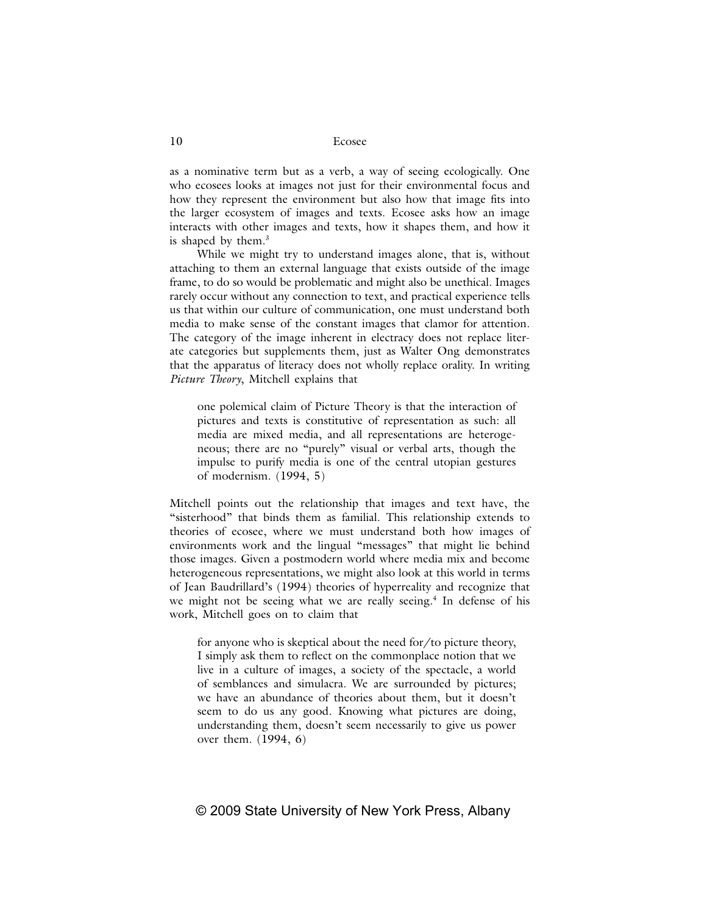as a nominative term but as a verb, a way of seeing ecologically. One who ecosees looks at images not just for their environmental focus and how they represent the environment but also how that image fits into the larger ecosystem of images and texts. Ecosee asks how an image interacts with other images and texts, how it shapes them, and how it is shaped by them.[3]

While we might try to understand images alone, that is, without attaching to them an external language that exists outside of the image frame, to do so would be problematic and might also be unethical. Images rarely occur without any connection to text, and practical experience tells us that within our culture of communication, one must understand both media to make sense of the constant images that clamor for attention. The category of the image inherent in electracy does not replace literate categories but supplements them, just as Walter Ong demonstrates that the apparatus of literacy does not wholly replace orality. In writing *Picture Theory*, Mitchell explains that

> one polemical claim of Picture Theory is that the interaction of pictures and texts is constitutive of representation as such: all media are mixed media, and all representations are heterogeneous; there are no "purely" visual or verbal arts, though the impulse to purify media is one of the central utopian gestures of modernism. (1994, 5)

Mitchell points out the relationship that images and text have, the "sisterhood" that binds them as familial. This relationship extends to theories of ecosee, where we must understand both how images of environments work and the lingual "messages" that might lie behind those images. Given a postmodern world where media mix and become heterogeneous representations, we might also look at this world in terms of Jean Baudrillard's (1994) theories of hyperreality and recognize that we might not be seeing what we are really seeing.[4] In defense of his work, Mitchell goes on to claim that

> for anyone who is skeptical about the need for/to picture theory, I simply ask them to reflect on the commonplace notion that we live in a culture of images, a society of the spectacle, a world of semblances and simulacra. We are surrounded by pictures; we have an abundance of theories about them, but it doesn't seem to do us any good. Knowing what pictures are doing, understanding them, doesn't seem necessarily to give us power over them. (1994, 6)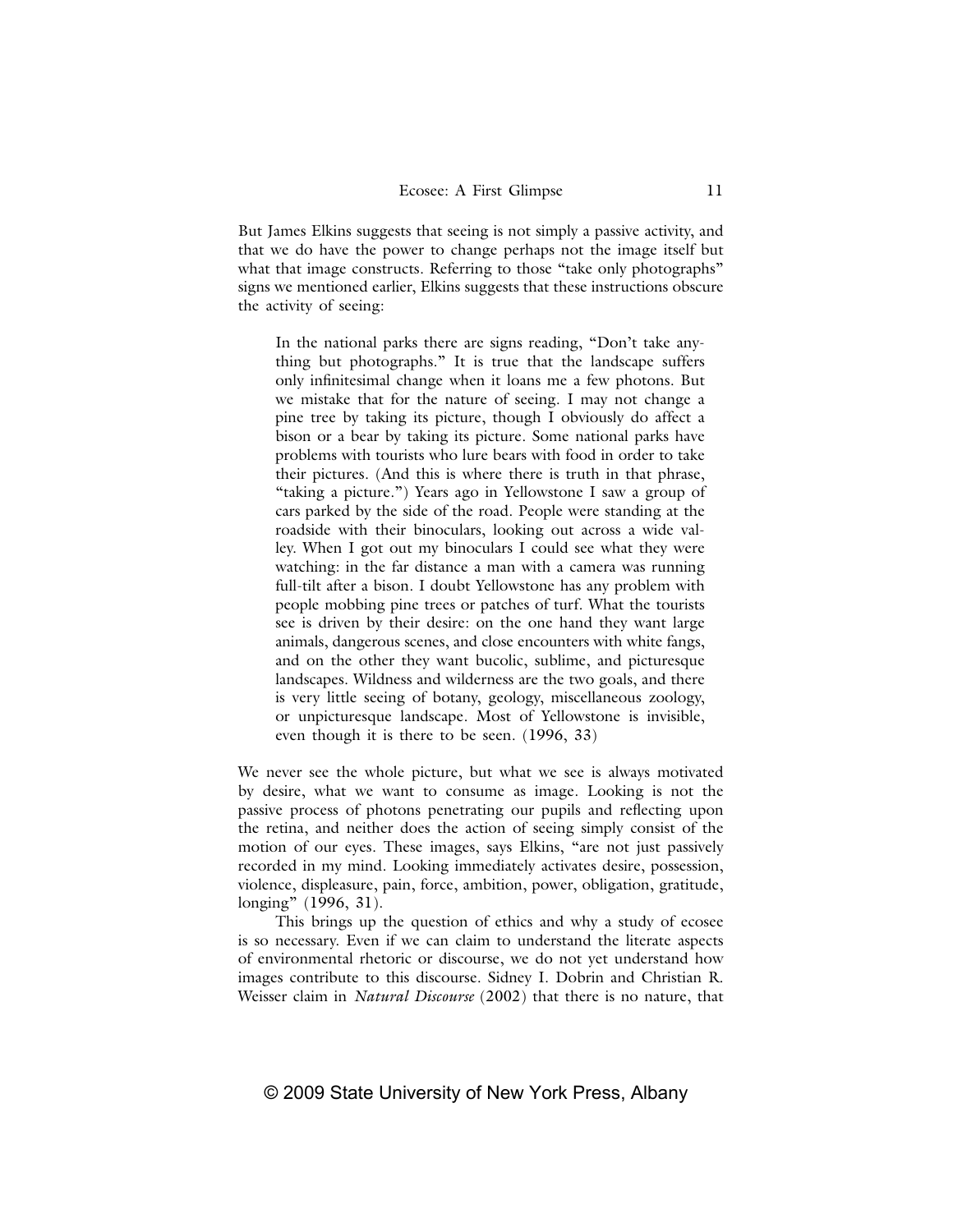But James Elkins suggests that seeing is not simply a passive activity, and that we do have the power to change perhaps not the image itself but what that image constructs. Referring to those "take only photographs" signs we mentioned earlier, Elkins suggests that these instructions obscure the activity of seeing:

> In the national parks there are signs reading, "Don't take anything but photographs." It is true that the landscape suffers only infinitesimal change when it loans me a few photons. But we mistake that for the nature of seeing. I may not change a pine tree by taking its picture, though I obviously do affect a bison or a bear by taking its picture. Some national parks have problems with tourists who lure bears with food in order to take their pictures. (And this is where there is truth in that phrase, "taking a picture.") Years ago in Yellowstone I saw a group of cars parked by the side of the road. People were standing at the roadside with their binoculars, looking out across a wide valley. When I got out my binoculars I could see what they were watching: in the far distance a man with a camera was running full-tilt after a bison. I doubt Yellowstone has any problem with people mobbing pine trees or patches of turf. What the tourists see is driven by their desire: on the one hand they want large animals, dangerous scenes, and close encounters with white fangs, and on the other they want bucolic, sublime, and picturesque landscapes. Wildness and wilderness are the two goals, and there is very little seeing of botany, geology, miscellaneous zoology, or unpicturesque landscape. Most of Yellowstone is invisible, even though it is there to be seen. (1996, 33)

We never see the whole picture, but what we see is always motivated by desire, what we want to consume as image. Looking is not the passive process of photons penetrating our pupils and reflecting upon the retina, and neither does the action of seeing simply consist of the motion of our eyes. These images, says Elkins, "are not just passively recorded in my mind. Looking immediately activates desire, possession, violence, displeasure, pain, force, ambition, power, obligation, gratitude, longing" (1996, 31).

This brings up the question of ethics and why a study of ecosee is so necessary. Even if we can claim to understand the literate aspects of environmental rhetoric or discourse, we do not yet understand how images contribute to this discourse. Sidney I. Dobrin and Christian R. Weisser claim in *Natural Discourse* (2002) that there is no nature, that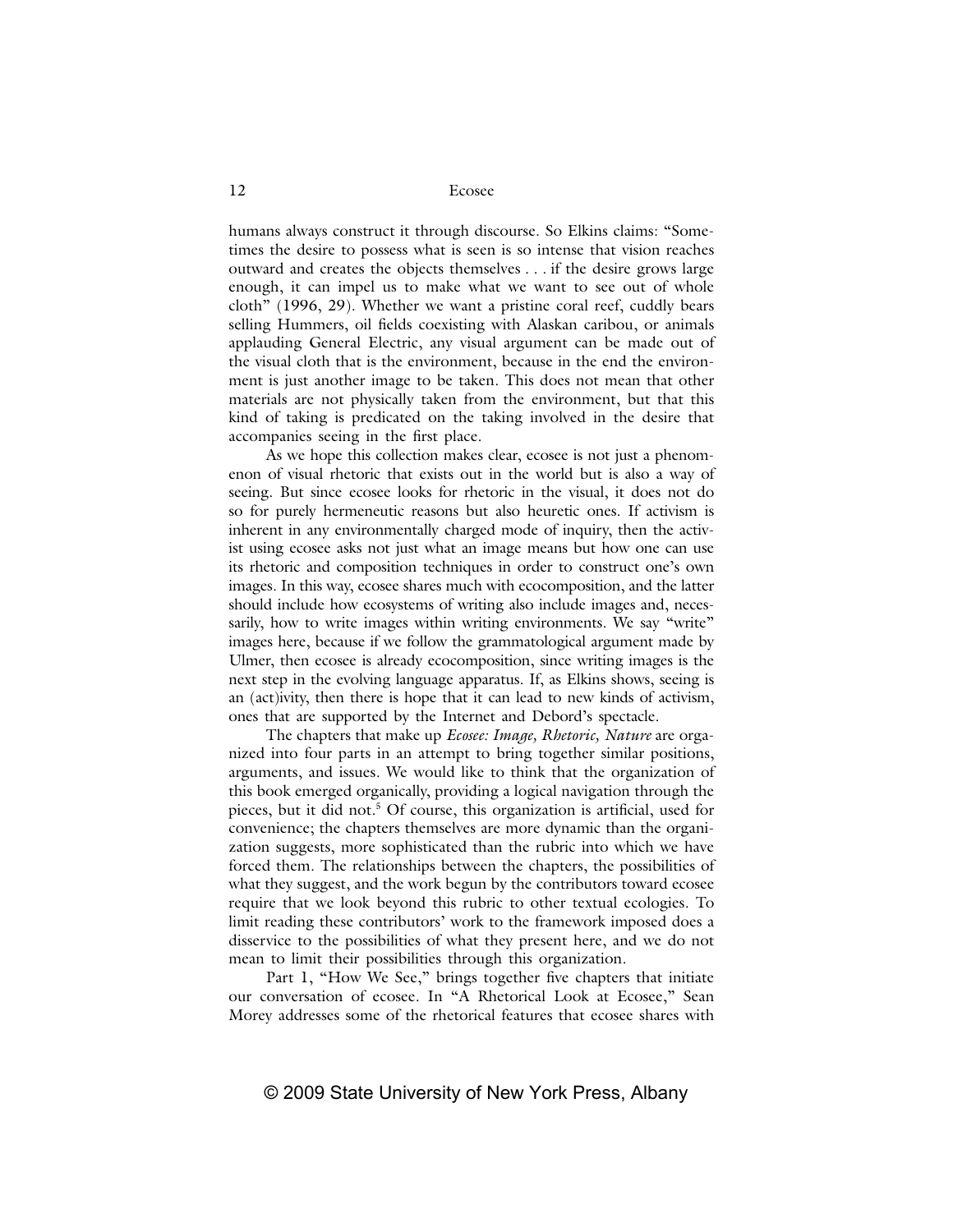humans always construct it through discourse. So Elkins claims: "Sometimes the desire to possess what is seen is so intense that vision reaches outward and creates the objects themselves . . . if the desire grows large enough, it can impel us to make what we want to see out of whole cloth" (1996, 29). Whether we want a pristine coral reef, cuddly bears selling Hummers, oil fields coexisting with Alaskan caribou, or animals applauding General Electric, any visual argument can be made out of the visual cloth that is the environment, because in the end the environment is just another image to be taken. This does not mean that other materials are not physically taken from the environment, but that this kind of taking is predicated on the taking involved in the desire that accompanies seeing in the first place.

As we hope this collection makes clear, ecosee is not just a phenomenon of visual rhetoric that exists out in the world but is also a way of seeing. But since ecosee looks for rhetoric in the visual, it does not do so for purely hermeneutic reasons but also heuretic ones. If activism is inherent in any environmentally charged mode of inquiry, then the activist using ecosee asks not just what an image means but how one can use its rhetoric and composition techniques in order to construct one's own images. In this way, ecosee shares much with ecocomposition, and the latter should include how ecosystems of writing also include images and, necessarily, how to write images within writing environments. We say "write" images here, because if we follow the grammatological argument made by Ulmer, then ecosee is already ecocomposition, since writing images is the next step in the evolving language apparatus. If, as Elkins shows, seeing is an (act)ivity, then there is hope that it can lead to new kinds of activism, ones that are supported by the Internet and Debord's spectacle.

The chapters that make up *Ecosee: Image, Rhetoric, Nature* are organized into four parts in an attempt to bring together similar positions, arguments, and issues. We would like to think that the organization of this book emerged organically, providing a logical navigation through the pieces, but it did not.[5] Of course, this organization is artificial, used for convenience; the chapters themselves are more dynamic than the organization suggests, more sophisticated than the rubric into which we have forced them. The relationships between the chapters, the possibilities of what they suggest, and the work begun by the contributors toward ecosee require that we look beyond this rubric to other textual ecologies. To limit reading these contributors' work to the framework imposed does a disservice to the possibilities of what they present here, and we do not mean to limit their possibilities through this organization.

Part 1, "How We See," brings together five chapters that initiate our conversation of ecosee. In "A Rhetorical Look at Ecosee," Sean Morey addresses some of the rhetorical features that ecosee shares with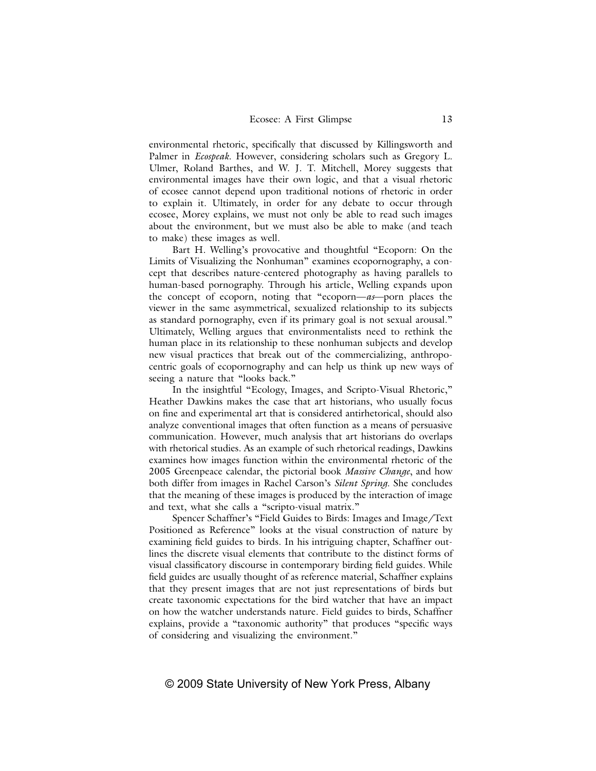environmental rhetoric, specifically that discussed by Killingsworth and Palmer in *Ecospeak*. However, considering scholars such as Gregory L. Ulmer, Roland Barthes, and W. J. T. Mitchell, Morey suggests that environmental images have their own logic, and that a visual rhetoric of ecosee cannot depend upon traditional notions of rhetoric in order to explain it. Ultimately, in order for any debate to occur through ecosee, Morey explains, we must not only be able to read such images about the environment, but we must also be able to make (and teach to make) these images as well.

Bart H. Welling's provocative and thoughtful "Ecoporn: On the Limits of Visualizing the Nonhuman" examines ecopornography, a concept that describes nature-centered photography as having parallels to human-based pornography. Through his article, Welling expands upon the concept of ecoporn, noting that "ecoporn—*as*—porn places the viewer in the same asymmetrical, sexualized relationship to its subjects as standard pornography, even if its primary goal is not sexual arousal." Ultimately, Welling argues that environmentalists need to rethink the human place in its relationship to these nonhuman subjects and develop new visual practices that break out of the commercializing, anthropocentric goals of ecopornography and can help us think up new ways of seeing a nature that "looks back."

In the insightful "Ecology, Images, and Scripto-Visual Rhetoric," Heather Dawkins makes the case that art historians, who usually focus on fine and experimental art that is considered antirhetorical, should also analyze conventional images that often function as a means of persuasive communication. However, much analysis that art historians do overlaps with rhetorical studies. As an example of such rhetorical readings, Dawkins examines how images function within the environmental rhetoric of the 2005 Greenpeace calendar, the pictorial book *Massive Change*, and how both differ from images in Rachel Carson's *Silent Spring*. She concludes that the meaning of these images is produced by the interaction of image and text, what she calls a "scripto-visual matrix."

Spencer Schaffner's "Field Guides to Birds: Images and Image/Text Positioned as Reference" looks at the visual construction of nature by examining field guides to birds. In his intriguing chapter, Schaffner outlines the discrete visual elements that contribute to the distinct forms of visual classificatory discourse in contemporary birding field guides. While field guides are usually thought of as reference material, Schaffner explains that they present images that are not just representations of birds but create taxonomic expectations for the bird watcher that have an impact on how the watcher understands nature. Field guides to birds, Schaffner explains, provide a "taxonomic authority" that produces "specific ways of considering and visualizing the environment."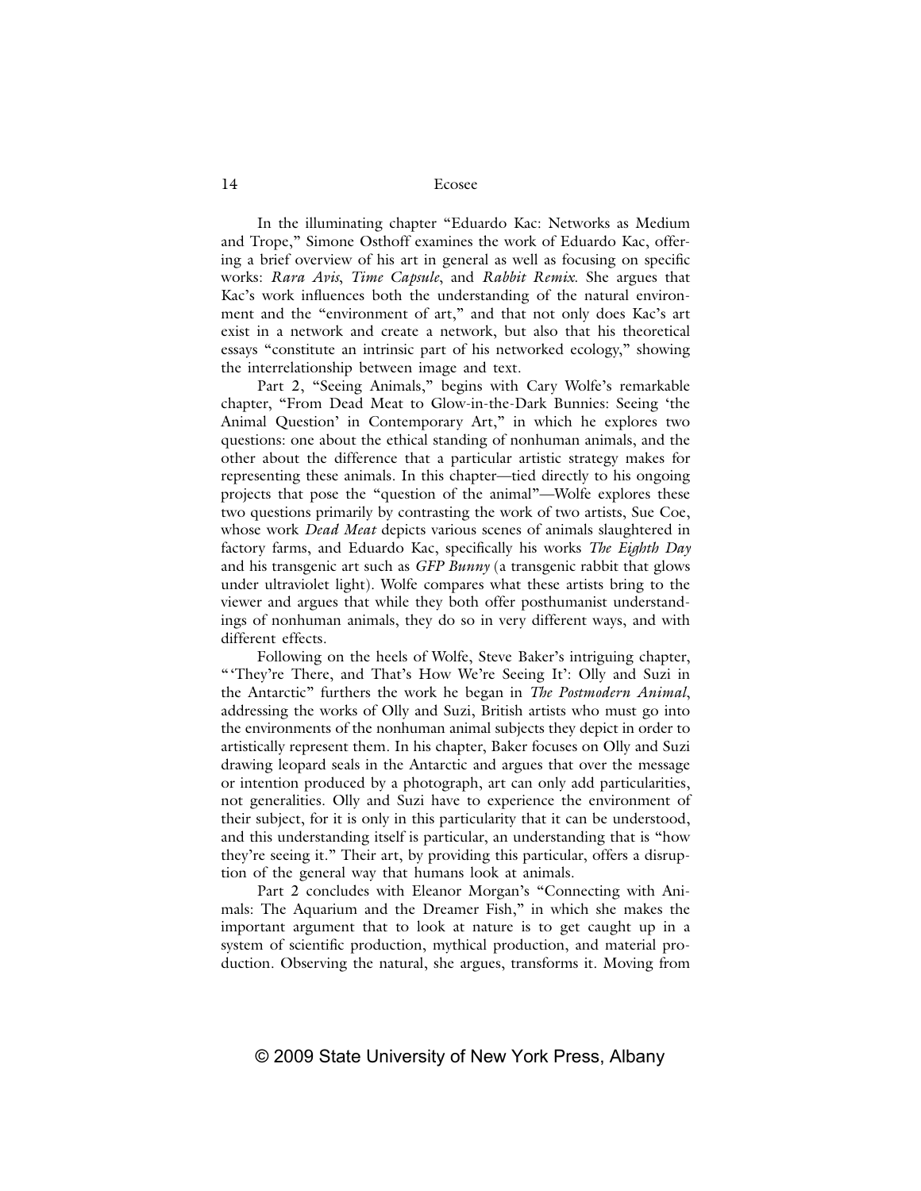In the illuminating chapter "Eduardo Kac: Networks as Medium and Trope," Simone Osthoff examines the work of Eduardo Kac, offering a brief overview of his art in general as well as focusing on specific works: *Rara Avis*, *Time Capsule*, and *Rabbit Remix*. She argues that Kac's work influences both the understanding of the natural environment and the "environment of art," and that not only does Kac's art exist in a network and create a network, but also that his theoretical essays "constitute an intrinsic part of his networked ecology," showing the interrelationship between image and text.

Part 2, "Seeing Animals," begins with Cary Wolfe's remarkable chapter, "From Dead Meat to Glow-in-the-Dark Bunnies: Seeing 'the Animal Question' in Contemporary Art," in which he explores two questions: one about the ethical standing of nonhuman animals, and the other about the difference that a particular artistic strategy makes for representing these animals. In this chapter—tied directly to his ongoing projects that pose the "question of the animal"—Wolfe explores these two questions primarily by contrasting the work of two artists, Sue Coe, whose work *Dead Meat* depicts various scenes of animals slaughtered in factory farms, and Eduardo Kac, specifically his works *The Eighth Day* and his transgenic art such as *GFP Bunny* (a transgenic rabbit that glows under ultraviolet light). Wolfe compares what these artists bring to the viewer and argues that while they both offer posthumanist understandings of nonhuman animals, they do so in very different ways, and with different effects.

Following on the heels of Wolfe, Steve Baker's intriguing chapter, "'They're There, and That's How We're Seeing It': Olly and Suzi in the Antarctic" furthers the work he began in *The Postmodern Animal*, addressing the works of Olly and Suzi, British artists who must go into the environments of the nonhuman animal subjects they depict in order to artistically represent them. In his chapter, Baker focuses on Olly and Suzi drawing leopard seals in the Antarctic and argues that over the message or intention produced by a photograph, art can only add particularities, not generalities. Olly and Suzi have to experience the environment of their subject, for it is only in this particularity that it can be understood, and this understanding itself is particular, an understanding that is "how they're seeing it." Their art, by providing this particular, offers a disruption of the general way that humans look at animals.

Part 2 concludes with Eleanor Morgan's "Connecting with Animals: The Aquarium and the Dreamer Fish," in which she makes the important argument that to look at nature is to get caught up in a system of scientific production, mythical production, and material production. Observing the natural, she argues, transforms it. Moving from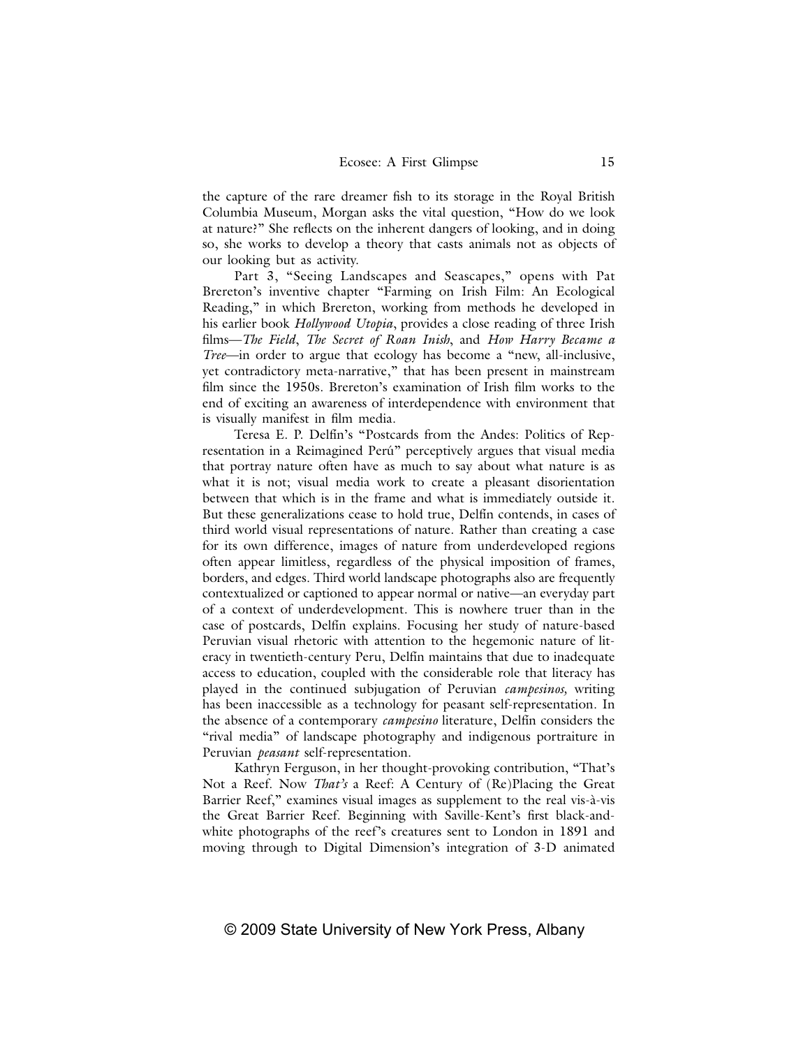the capture of the rare dreamer fish to its storage in the Royal British Columbia Museum, Morgan asks the vital question, "How do we look at nature?" She reflects on the inherent dangers of looking, and in doing so, she works to develop a theory that casts animals not as objects of our looking but as activity.

Part 3, "Seeing Landscapes and Seascapes," opens with Pat Brereton's inventive chapter "Farming on Irish Film: An Ecological Reading," in which Brereton, working from methods he developed in his earlier book *Hollywood Utopia*, provides a close reading of three Irish films—*The Field*, *The Secret of Roan Inish*, and *How Harry Became a Tree*—in order to argue that ecology has become a "new, all-inclusive, yet contradictory meta-narrative," that has been present in mainstream film since the 1950s. Brereton's examination of Irish film works to the end of exciting an awareness of interdependence with environment that is visually manifest in film media.

Teresa E. P. Delfin's "Postcards from the Andes: Politics of Representation in a Reimagined Perú" perceptively argues that visual media that portray nature often have as much to say about what nature is as what it is not; visual media work to create a pleasant disorientation between that which is in the frame and what is immediately outside it. But these generalizations cease to hold true, Delfin contends, in cases of third world visual representations of nature. Rather than creating a case for its own difference, images of nature from underdeveloped regions often appear limitless, regardless of the physical imposition of frames, borders, and edges. Third world landscape photographs also are frequently contextualized or captioned to appear normal or native—an everyday part of a context of underdevelopment. This is nowhere truer than in the case of postcards, Delfin explains. Focusing her study of nature-based Peruvian visual rhetoric with attention to the hegemonic nature of literacy in twentieth-century Peru, Delfin maintains that due to inadequate access to education, coupled with the considerable role that literacy has played in the continued subjugation of Peruvian *campesinos,* writing has been inaccessible as a technology for peasant self-representation. In the absence of a contemporary *campesino* literature, Delfin considers the "rival media" of landscape photography and indigenous portraiture in Peruvian *peasant* self-representation.

Kathryn Ferguson, in her thought-provoking contribution, "That's Not a Reef. Now *That's* a Reef: A Century of (Re)Placing the Great Barrier Reef," examines visual images as supplement to the real vis-à-vis the Great Barrier Reef. Beginning with Saville-Kent's first black-and-white photographs of the reef's creatures sent to London in 1891 and moving through to Digital Dimension's integration of 3-D animated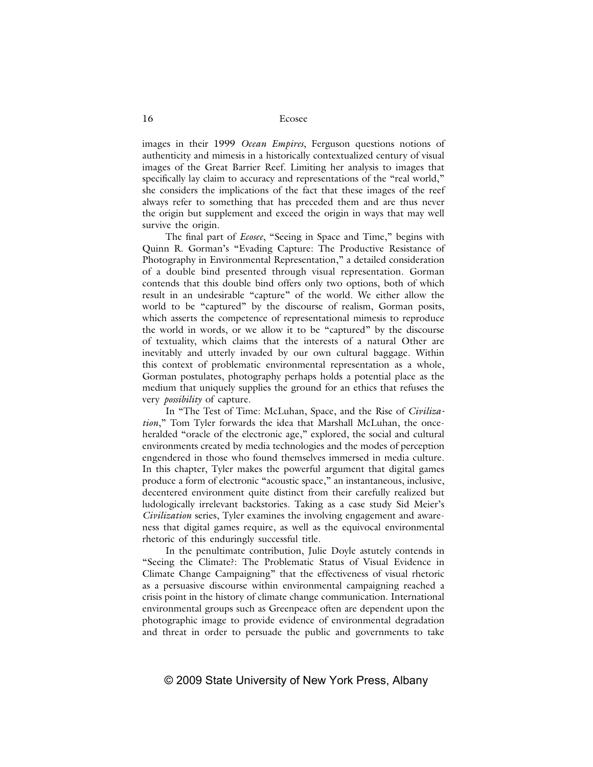images in their 1999 *Ocean Empires*, Ferguson questions notions of authenticity and mimesis in a historically contextualized century of visual images of the Great Barrier Reef. Limiting her analysis to images that specifically lay claim to accuracy and representations of the "real world," she considers the implications of the fact that these images of the reef always refer to something that has preceded them and are thus never the origin but supplement and exceed the origin in ways that may well survive the origin.

The final part of *Ecosee*, "Seeing in Space and Time," begins with Quinn R. Gorman's "Evading Capture: The Productive Resistance of Photography in Environmental Representation," a detailed consideration of a double bind presented through visual representation. Gorman contends that this double bind offers only two options, both of which result in an undesirable "capture" of the world. We either allow the world to be "captured" by the discourse of realism, Gorman posits, which asserts the competence of representational mimesis to reproduce the world in words, or we allow it to be "captured" by the discourse of textuality, which claims that the interests of a natural Other are inevitably and utterly invaded by our own cultural baggage. Within this context of problematic environmental representation as a whole, Gorman postulates, photography perhaps holds a potential place as the medium that uniquely supplies the ground for an ethics that refuses the very *possibility* of capture.

In "The Test of Time: McLuhan, Space, and the Rise of *Civilization*," Tom Tyler forwards the idea that Marshall McLuhan, the once-heralded "oracle of the electronic age," explored, the social and cultural environments created by media technologies and the modes of perception engendered in those who found themselves immersed in media culture. In this chapter, Tyler makes the powerful argument that digital games produce a form of electronic "acoustic space," an instantaneous, inclusive, decentered environment quite distinct from their carefully realized but ludologically irrelevant backstories. Taking as a case study Sid Meier's *Civilization* series, Tyler examines the involving engagement and awareness that digital games require, as well as the equivocal environmental rhetoric of this enduringly successful title.

In the penultimate contribution, Julie Doyle astutely contends in "Seeing the Climate?: The Problematic Status of Visual Evidence in Climate Change Campaigning" that the effectiveness of visual rhetoric as a persuasive discourse within environmental campaigning reached a crisis point in the history of climate change communication. International environmental groups such as Greenpeace often are dependent upon the photographic image to provide evidence of environmental degradation and threat in order to persuade the public and governments to take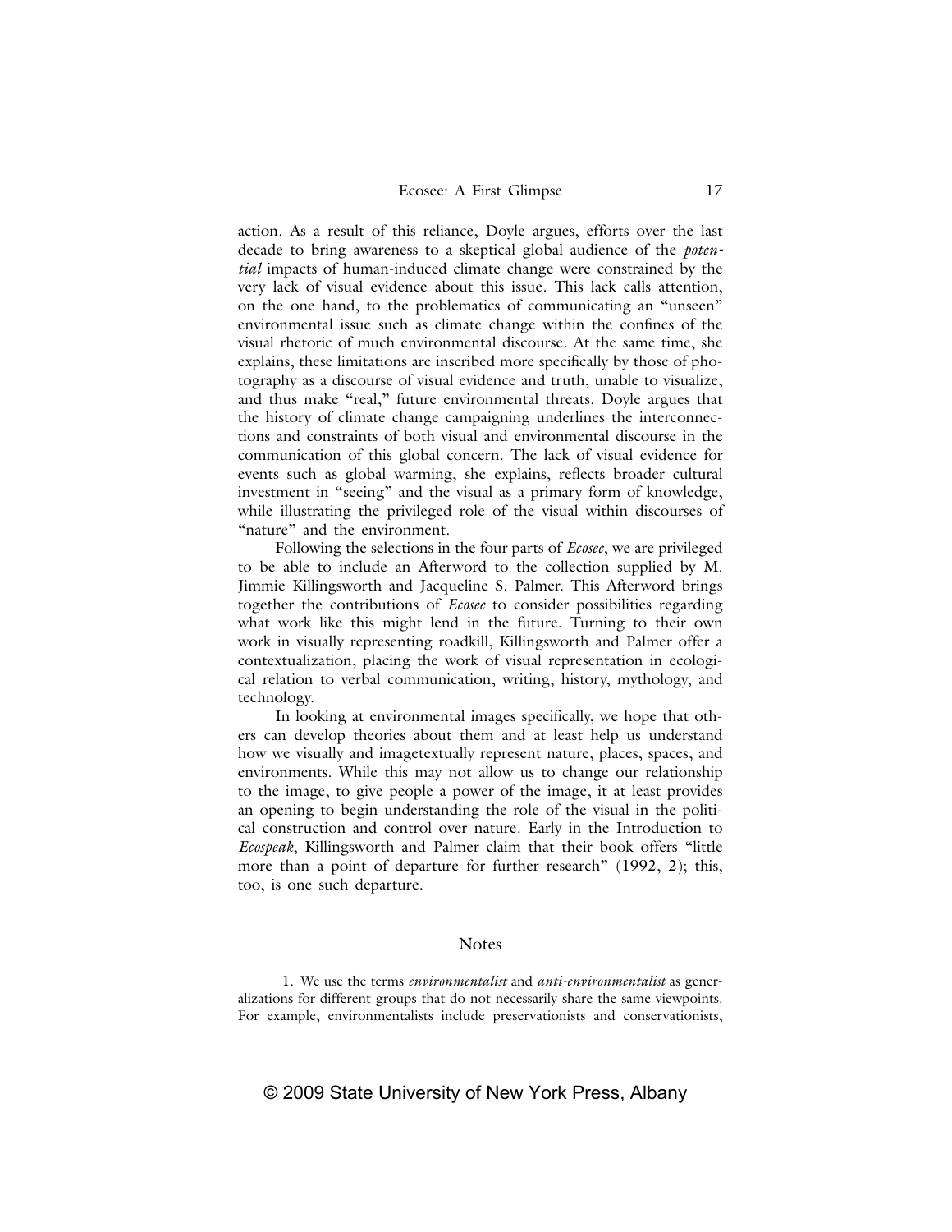action. As a result of this reliance, Doyle argues, efforts over the last decade to bring awareness to a skeptical global audience of the *potential* impacts of human-induced climate change were constrained by the very lack of visual evidence about this issue. This lack calls attention, on the one hand, to the problematics of communicating an "unseen" environmental issue such as climate change within the confines of the visual rhetoric of much environmental discourse. At the same time, she explains, these limitations are inscribed more specifically by those of photography as a discourse of visual evidence and truth, unable to visualize, and thus make "real," future environmental threats. Doyle argues that the history of climate change campaigning underlines the interconnections and constraints of both visual and environmental discourse in the communication of this global concern. The lack of visual evidence for events such as global warming, she explains, reflects broader cultural investment in "seeing" and the visual as a primary form of knowledge, while illustrating the privileged role of the visual within discourses of "nature" and the environment.

Following the selections in the four parts of *Ecosee*, we are privileged to be able to include an Afterword to the collection supplied by M. Jimmie Killingsworth and Jacqueline S. Palmer. This Afterword brings together the contributions of *Ecosee* to consider possibilities regarding what work like this might lend in the future. Turning to their own work in visually representing roadkill, Killingsworth and Palmer offer a contextualization, placing the work of visual representation in ecological relation to verbal communication, writing, history, mythology, and technology.

In looking at environmental images specifically, we hope that others can develop theories about them and at least help us understand how we visually and imagetextually represent nature, places, spaces, and environments. While this may not allow us to change our relationship to the image, to give people a power of the image, it at least provides an opening to begin understanding the role of the visual in the political construction and control over nature. Early in the Introduction to *Ecospeak*, Killingsworth and Palmer claim that their book offers "little more than a point of departure for further research" (1992, 2); this, too, is one such departure.

## Notes

1. We use the terms *environmentalist* and *anti-environmentalist* as generalizations for different groups that do not necessarily share the same viewpoints. For example, environmentalists include preservationists and conservationists,

© 2009 State University of New York Press, Albany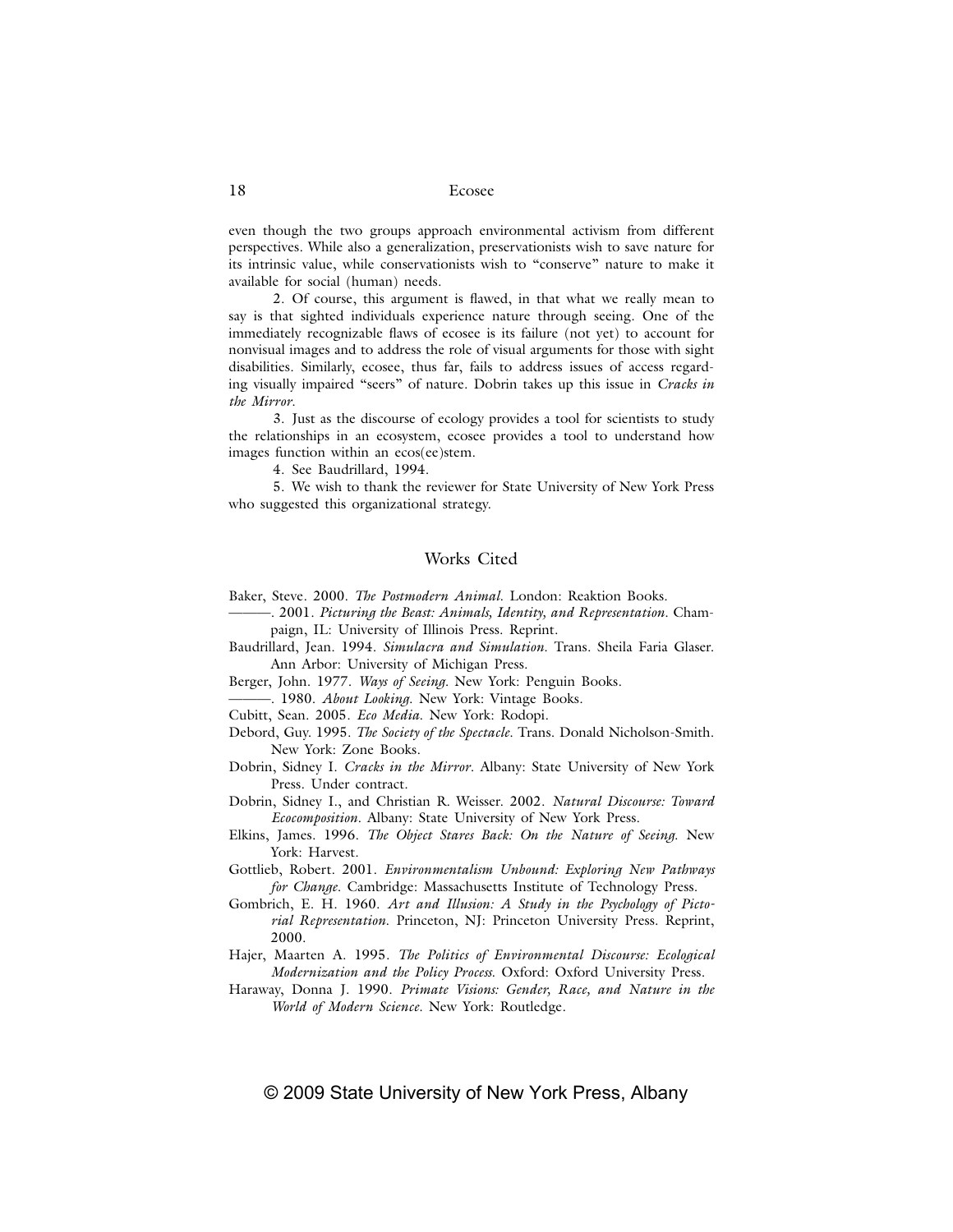even though the two groups approach environmental activism from different perspectives. While also a generalization, preservationists wish to save nature for its intrinsic value, while conservationists wish to "conserve" nature to make it available for social (human) needs.

2. Of course, this argument is flawed, in that what we really mean to say is that sighted individuals experience nature through seeing. One of the immediately recognizable flaws of ecosee is its failure (not yet) to account for nonvisual images and to address the role of visual arguments for those with sight disabilities. Similarly, ecosee, thus far, fails to address issues of access regarding visually impaired "seers" of nature. Dobrin takes up this issue in *Cracks in the Mirror*.

3. Just as the discourse of ecology provides a tool for scientists to study the relationships in an ecosystem, ecosee provides a tool to understand how images function within an ecos(ee)stem.

4. See Baudrillard, 1994.

5. We wish to thank the reviewer for State University of New York Press who suggested this organizational strategy.

## Works Cited

Baker, Steve. 2000. *The Postmodern Animal*. London: Reaktion Books.

———. 2001. *Picturing the Beast: Animals, Identity, and Representation*. Champaign, IL: University of Illinois Press. Reprint.

Baudrillard, Jean. 1994. *Simulacra and Simulation*. Trans. Sheila Faria Glaser. Ann Arbor: University of Michigan Press.

Berger, John. 1977. *Ways of Seeing*. New York: Penguin Books.

———. 1980. *About Looking*. New York: Vintage Books.

Cubitt, Sean. 2005. *Eco Media*. New York: Rodopi.

Debord, Guy. 1995. *The Society of the Spectacle*. Trans. Donald Nicholson-Smith. New York: Zone Books.

Dobrin, Sidney I. *Cracks in the Mirror*. Albany: State University of New York Press. Under contract.

Dobrin, Sidney I., and Christian R. Weisser. 2002. *Natural Discourse: Toward Ecocomposition*. Albany: State University of New York Press.

Elkins, James. 1996. *The Object Stares Back: On the Nature of Seeing*. New York: Harvest.

Gottlieb, Robert. 2001. *Environmentalism Unbound: Exploring New Pathways for Change*. Cambridge: Massachusetts Institute of Technology Press.

Gombrich, E. H. 1960. *Art and Illusion: A Study in the Psychology of Pictorial Representation*. Princeton, NJ: Princeton University Press. Reprint, 2000.

Hajer, Maarten A. 1995. *The Politics of Environmental Discourse: Ecological Modernization and the Policy Process*. Oxford: Oxford University Press.

Haraway, Donna J. 1990. *Primate Visions: Gender, Race, and Nature in the World of Modern Science*. New York: Routledge.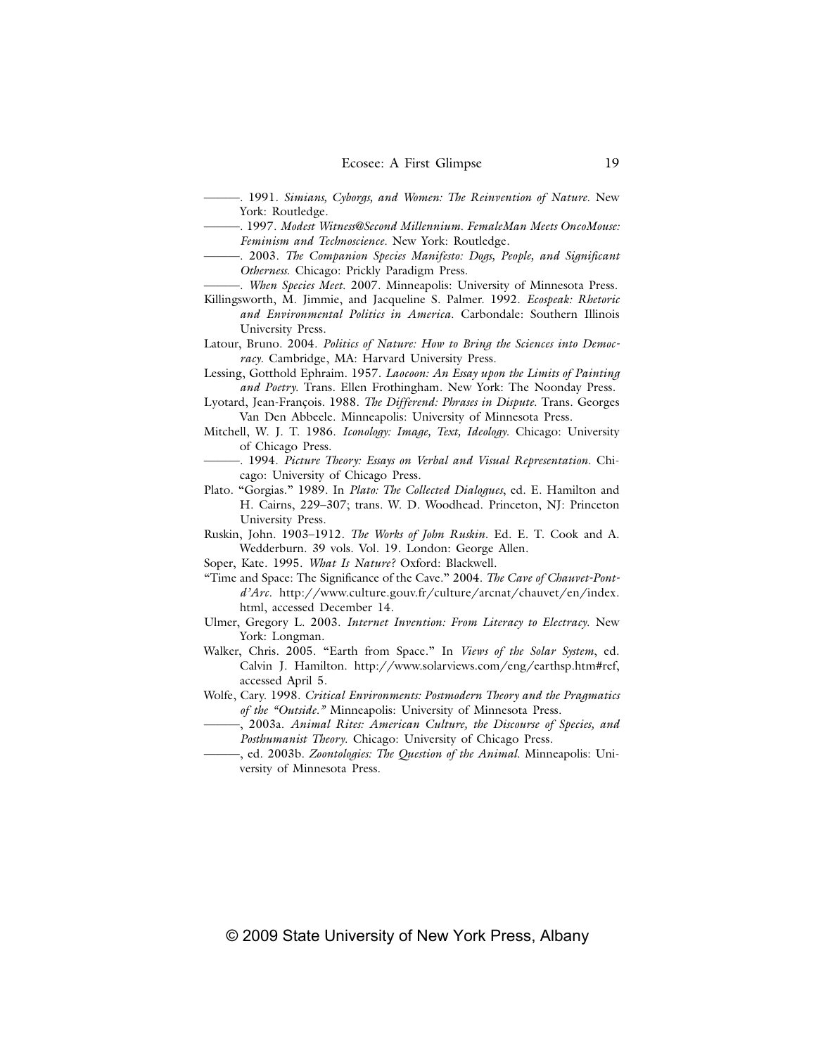———. 1991. *Simians, Cyborgs, and Women: The Reinvention of Nature*. New York: Routledge.

———. 1997. *Modest Witness@Second Millennium. FemaleMan Meets OncoMouse: Feminism and Technoscience*. New York: Routledge.

———. 2003. *The Companion Species Manifesto: Dogs, People, and Significant Otherness*. Chicago: Prickly Paradigm Press.

———. *When Species Meet*. 2007. Minneapolis: University of Minnesota Press.

Killingsworth, M. Jimmie, and Jacqueline S. Palmer. 1992. *Ecospeak: Rhetoric and Environmental Politics in America*. Carbondale: Southern Illinois University Press.

Latour, Bruno. 2004. *Politics of Nature: How to Bring the Sciences into Democracy*. Cambridge, MA: Harvard University Press.

Lessing, Gotthold Ephraim. 1957. *Laocoon: An Essay upon the Limits of Painting and Poetry*. Trans. Ellen Frothingham. New York: The Noonday Press.

Lyotard, Jean-François. 1988. *The Differend: Phrases in Dispute*. Trans. Georges Van Den Abbeele. Minneapolis: University of Minnesota Press.

Mitchell, W. J. T. 1986. *Iconology: Image, Text, Ideology*. Chicago: University of Chicago Press.

———. 1994. *Picture Theory: Essays on Verbal and Visual Representation*. Chicago: University of Chicago Press.

Plato. "Gorgias." 1989. In *Plato: The Collected Dialogues*, ed. E. Hamilton and H. Cairns, 229–307; trans. W. D. Woodhead. Princeton, NJ: Princeton University Press.

Ruskin, John. 1903–1912. *The Works of John Ruskin*. Ed. E. T. Cook and A. Wedderburn. 39 vols. Vol. 19. London: George Allen.

Soper, Kate. 1995. *What Is Nature?* Oxford: Blackwell.

"Time and Space: The Significance of the Cave." 2004. *The Cave of Chauvet-Pont-d'Arc*. http://www.culture.gouv.fr/culture/arcnat/chauvet/en/index.html, accessed December 14.

Ulmer, Gregory L. 2003. *Internet Invention: From Literacy to Electracy*. New York: Longman.

Walker, Chris. 2005. "Earth from Space." In *Views of the Solar System*, ed. Calvin J. Hamilton. http://www.solarviews.com/eng/earthsp.htm#ref, accessed April 5.

Wolfe, Cary. 1998. *Critical Environments: Postmodern Theory and the Pragmatics of the "Outside."* Minneapolis: University of Minnesota Press.

———, 2003a. *Animal Rites: American Culture, the Discourse of Species, and Posthumanist Theory*. Chicago: University of Chicago Press.

———, ed. 2003b. *Zoontologies: The Question of the Animal*. Minneapolis: University of Minnesota Press.

© 2009 State University of New York Press, Albany